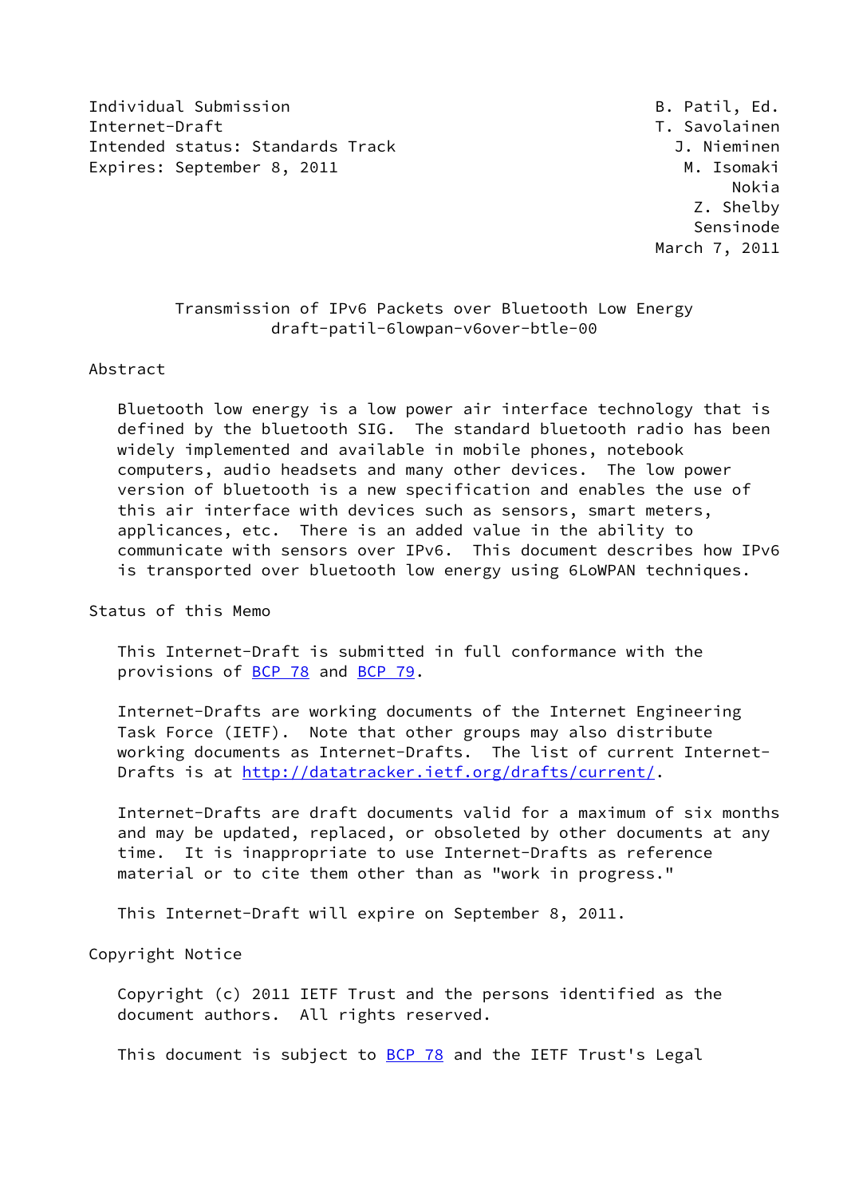Individual Submission
Internet-Draft
Intended status: Standards Track
Expires: September 8, 2011

B. Patil, Ed.
T. Savolainen
J. Nieminen
M. Isomaki
Nokia
Z. Shelby
Sensinode
March 7, 2011

# Transmission of IPv6 Packets over Bluetooth Low Energy
draft-patil-6lowpan-v6over-btle-00

## Abstract

Bluetooth low energy is a low power air interface technology that is defined by the bluetooth SIG. The standard bluetooth radio has been widely implemented and available in mobile phones, notebook computers, audio headsets and many other devices. The low power version of bluetooth is a new specification and enables the use of this air interface with devices such as sensors, smart meters, applicances, etc. There is an added value in the ability to communicate with sensors over IPv6. This document describes how IPv6 is transported over bluetooth low energy using 6LoWPAN techniques.

## Status of this Memo

This Internet-Draft is submitted in full conformance with the provisions of BCP 78 and BCP 79.

Internet-Drafts are working documents of the Internet Engineering Task Force (IETF). Note that other groups may also distribute working documents as Internet-Drafts. The list of current Internet-Drafts is at http://datatracker.ietf.org/drafts/current/.

Internet-Drafts are draft documents valid for a maximum of six months and may be updated, replaced, or obsoleted by other documents at any time. It is inappropriate to use Internet-Drafts as reference material or to cite them other than as "work in progress."

This Internet-Draft will expire on September 8, 2011.

## Copyright Notice

Copyright (c) 2011 IETF Trust and the persons identified as the document authors. All rights reserved.

This document is subject to BCP 78 and the IETF Trust's Legal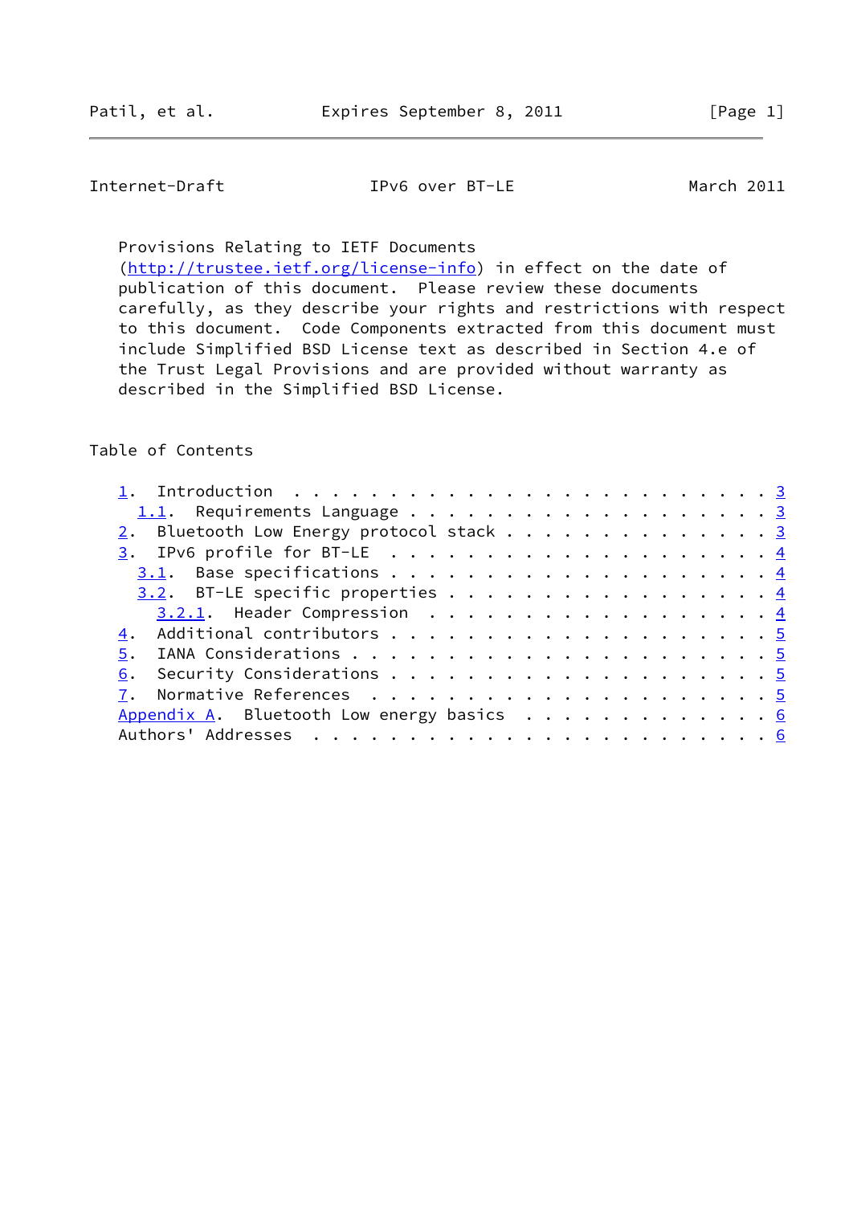Provisions Relating to IETF Documents (http://trustee.ietf.org/license-info) in effect on the date of publication of this document. Please review these documents carefully, as they describe your rights and restrictions with respect to this document. Code Components extracted from this document must include Simplified BSD License text as described in Section 4.e of the Trust Legal Provisions and are provided without warranty as described in the Simplified BSD License.

## Table of Contents

```
   1.  Introduction . . . . . . . . . . . . . . . . . . . . . . . . . 3
     1.1.  Requirements Language  . . . . . . . . . . . . . . . . . . 3
   2.  Bluetooth Low Energy protocol stack  . . . . . . . . . . . . . 3
   3.  IPv6 profile for BT-LE . . . . . . . . . . . . . . . . . . . . 4
     3.1.  Base specifications  . . . . . . . . . . . . . . . . . . . 4
     3.2.  BT-LE specific properties  . . . . . . . . . . . . . . . . 4
       3.2.1.  Header Compression . . . . . . . . . . . . . . . . . . 4
   4.  Additional contributors  . . . . . . . . . . . . . . . . . . . 5
   5.  IANA Considerations  . . . . . . . . . . . . . . . . . . . . . 5
   6.  Security Considerations  . . . . . . . . . . . . . . . . . . . 5
   7.  Normative References . . . . . . . . . . . . . . . . . . . . . 5
   Appendix A.  Bluetooth Low energy basics . . . . . . . . . . . . . 6
   Authors' Addresses . . . . . . . . . . . . . . . . . . . . . . . . 6
```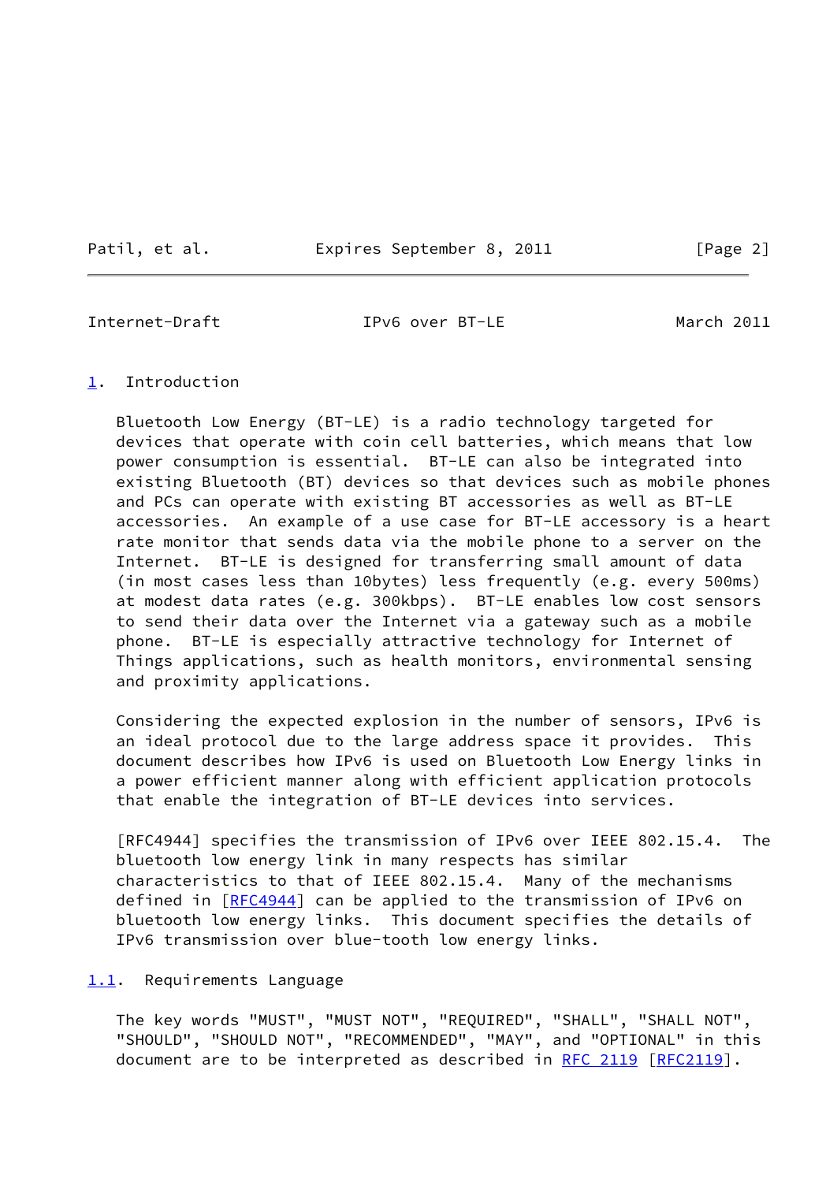## 1. Introduction

Bluetooth Low Energy (BT-LE) is a radio technology targeted for devices that operate with coin cell batteries, which means that low power consumption is essential. BT-LE can also be integrated into existing Bluetooth (BT) devices so that devices such as mobile phones and PCs can operate with existing BT accessories as well as BT-LE accessories. An example of a use case for BT-LE accessory is a heart rate monitor that sends data via the mobile phone to a server on the Internet. BT-LE is designed for transferring small amount of data (in most cases less than 10bytes) less frequently (e.g. every 500ms) at modest data rates (e.g. 300kbps). BT-LE enables low cost sensors to send their data over the Internet via a gateway such as a mobile phone. BT-LE is especially attractive technology for Internet of Things applications, such as health monitors, environmental sensing and proximity applications.

Considering the expected explosion in the number of sensors, IPv6 is an ideal protocol due to the large address space it provides. This document describes how IPv6 is used on Bluetooth Low Energy links in a power efficient manner along with efficient application protocols that enable the integration of BT-LE devices into services.

[RFC4944] specifies the transmission of IPv6 over IEEE 802.15.4. The bluetooth low energy link in many respects has similar characteristics to that of IEEE 802.15.4. Many of the mechanisms defined in [RFC4944] can be applied to the transmission of IPv6 on bluetooth low energy links. This document specifies the details of IPv6 transmission over blue-tooth low energy links.

### 1.1. Requirements Language

The key words "MUST", "MUST NOT", "REQUIRED", "SHALL", "SHALL NOT", "SHOULD", "SHOULD NOT", "RECOMMENDED", "MAY", and "OPTIONAL" in this document are to be interpreted as described in RFC 2119 [RFC2119].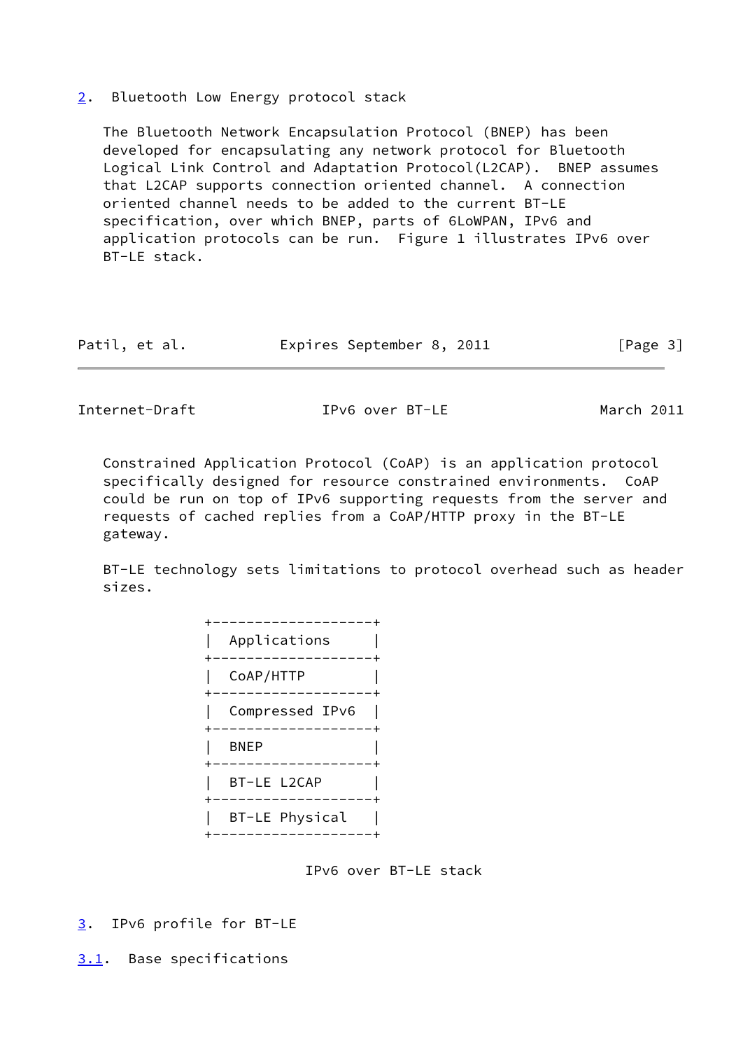## 2. Bluetooth Low Energy protocol stack

The Bluetooth Network Encapsulation Protocol (BNEP) has been developed for encapsulating any network protocol for Bluetooth Logical Link Control and Adaptation Protocol(L2CAP). BNEP assumes that L2CAP supports connection oriented channel. A connection oriented channel needs to be added to the current BT-LE specification, over which BNEP, parts of 6LoWPAN, IPv6 and application protocols can be run. Figure 1 illustrates IPv6 over BT-LE stack.

Constrained Application Protocol (CoAP) is an application protocol specifically designed for resource constrained environments. CoAP could be run on top of IPv6 supporting requests from the server and requests of cached replies from a CoAP/HTTP proxy in the BT-LE gateway.

BT-LE technology sets limitations to protocol overhead such as header sizes.

```
+--------------------+
|  Applications      |
+--------------------+
|  CoAP/HTTP         |
+--------------------+
|  Compressed IPv6   |
+--------------------+
|  BNEP              |
+--------------------+
|  BT-LE L2CAP       |
+--------------------+
|  BT-LE Physical    |
+--------------------+
```

IPv6 over BT-LE stack

## 3. IPv6 profile for BT-LE

### 3.1. Base specifications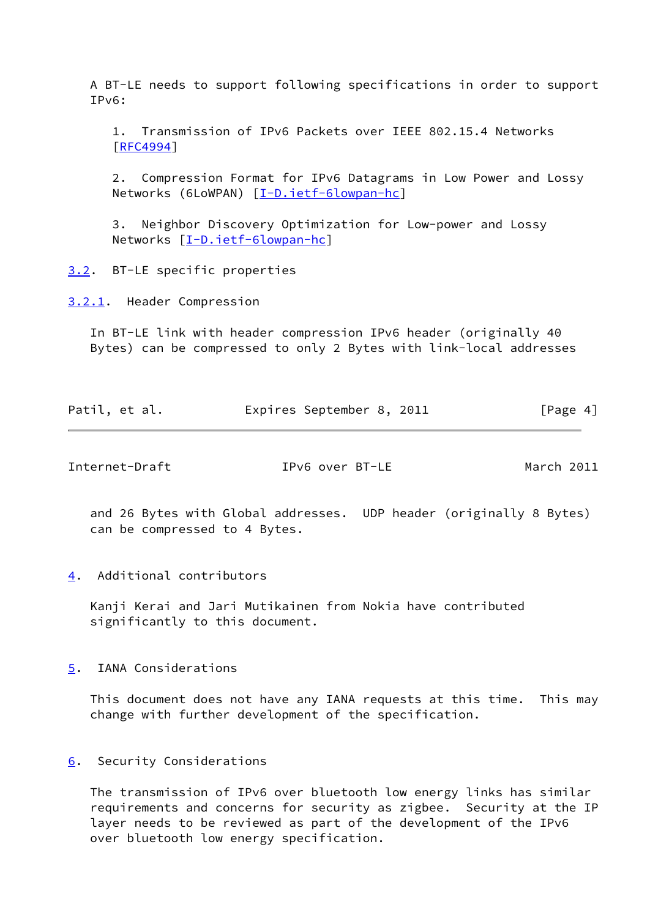A BT-LE needs to support following specifications in order to support IPv6:

1. Transmission of IPv6 Packets over IEEE 802.15.4 Networks [RFC4994]

2. Compression Format for IPv6 Datagrams in Low Power and Lossy Networks (6LoWPAN) [I-D.ietf-6lowpan-hc]

3. Neighbor Discovery Optimization for Low-power and Lossy Networks [I-D.ietf-6lowpan-hc]

## 3.2. BT-LE specific properties

### 3.2.1. Header Compression

In BT-LE link with header compression IPv6 header (originally 40 Bytes) can be compressed to only 2 Bytes with link-local addresses and 26 Bytes with Global addresses. UDP header (originally 8 Bytes) can be compressed to 4 Bytes.

## 4. Additional contributors

Kanji Kerai and Jari Mutikainen from Nokia have contributed significantly to this document.

## 5. IANA Considerations

This document does not have any IANA requests at this time. This may change with further development of the specification.

## 6. Security Considerations

The transmission of IPv6 over bluetooth low energy links has similar requirements and concerns for security as zigbee. Security at the IP layer needs to be reviewed as part of the development of the IPv6 over bluetooth low energy specification.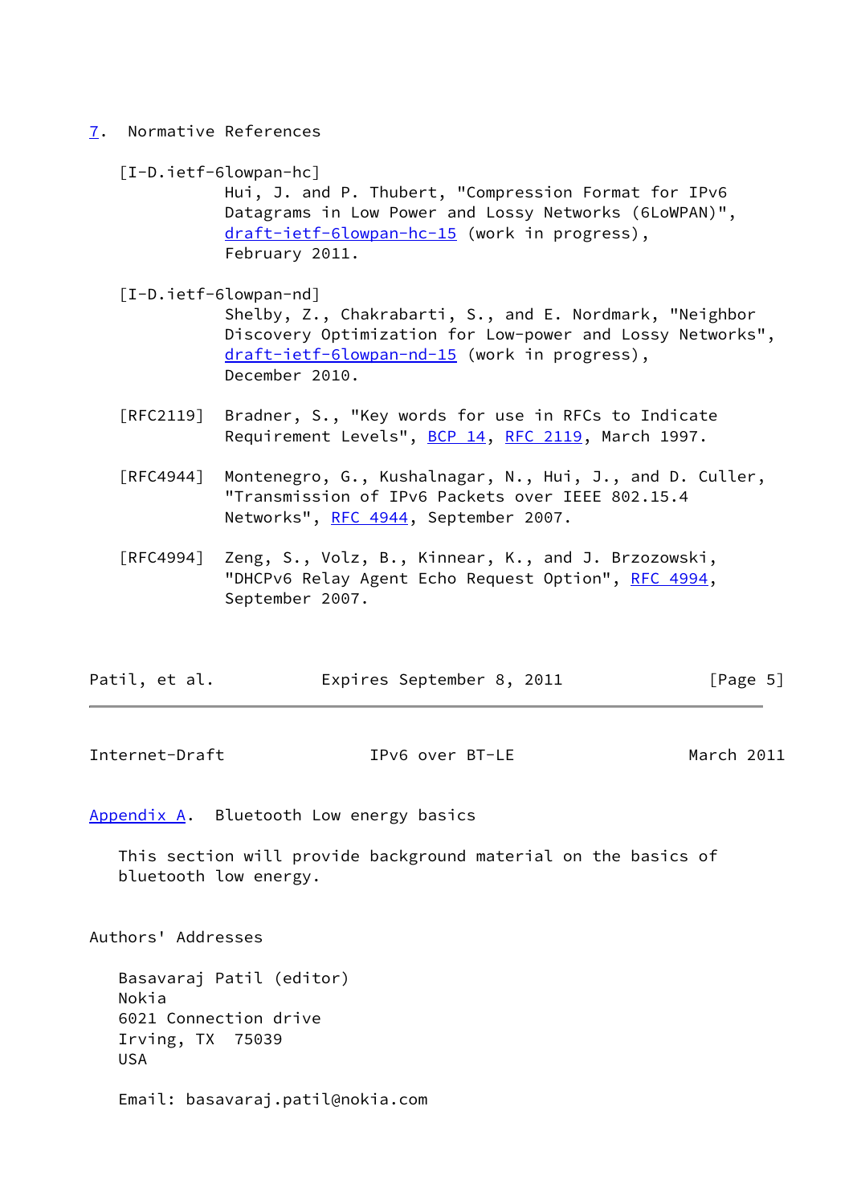## 7. Normative References

[I-D.ietf-6lowpan-hc]
Hui, J. and P. Thubert, "Compression Format for IPv6 Datagrams in Low Power and Lossy Networks (6LoWPAN)", draft-ietf-6lowpan-hc-15 (work in progress), February 2011.

[I-D.ietf-6lowpan-nd]
Shelby, Z., Chakrabarti, S., and E. Nordmark, "Neighbor Discovery Optimization for Low-power and Lossy Networks", draft-ietf-6lowpan-nd-15 (work in progress), December 2010.

[RFC2119] Bradner, S., "Key words for use in RFCs to Indicate Requirement Levels", BCP 14, RFC 2119, March 1997.

[RFC4944] Montenegro, G., Kushalnagar, N., Hui, J., and D. Culler, "Transmission of IPv6 Packets over IEEE 802.15.4 Networks", RFC 4944, September 2007.

[RFC4994] Zeng, S., Volz, B., Kinnear, K., and J. Brzozowski, "DHCPv6 Relay Agent Echo Request Option", RFC 4994, September 2007.

## Appendix A. Bluetooth Low energy basics

This section will provide background material on the basics of bluetooth low energy.

## Authors' Addresses

Basavaraj Patil (editor)
Nokia
6021 Connection drive
Irving, TX 75039
USA

Email: basavaraj.patil@nokia.com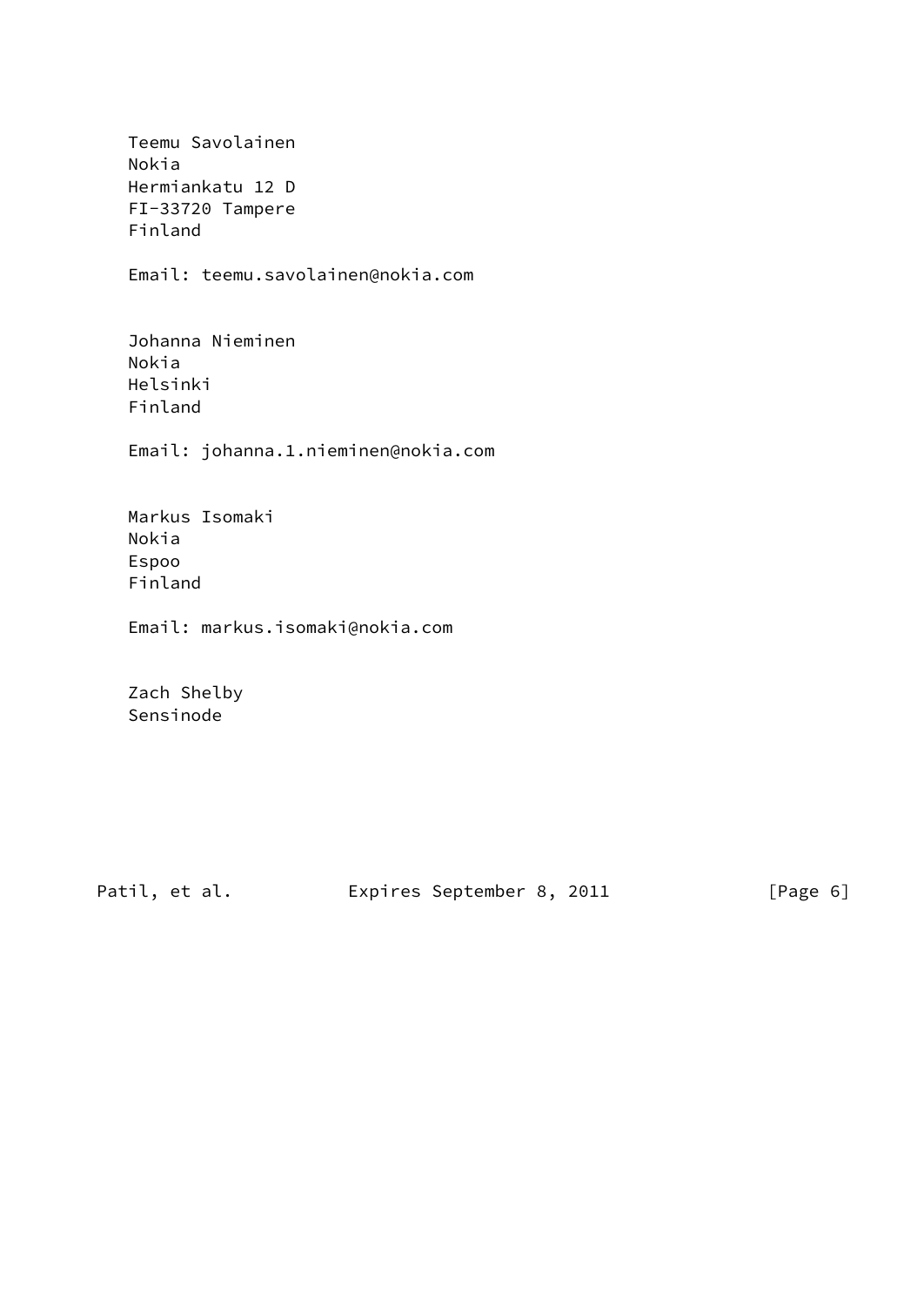Teemu Savolainen
Nokia
Hermiankatu 12 D
FI-33720 Tampere
Finland

Email: teemu.savolainen@nokia.com

Johanna Nieminen
Nokia
Helsinki
Finland

Email: johanna.1.nieminen@nokia.com

Markus Isomaki
Nokia
Espoo
Finland

Email: markus.isomaki@nokia.com

Zach Shelby
Sensinode